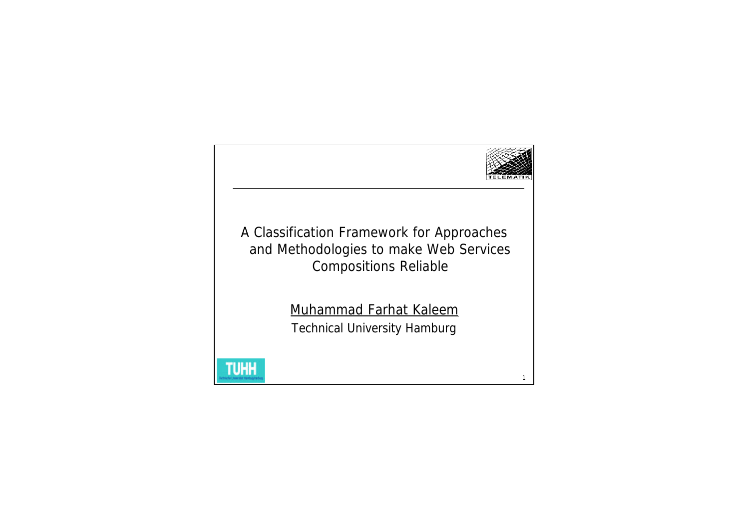# A Classification Framework for Approaches and Methodologies to make Web Services Compositions Reliable

Muhammad Farhat Kaleem

Technical University Hamburg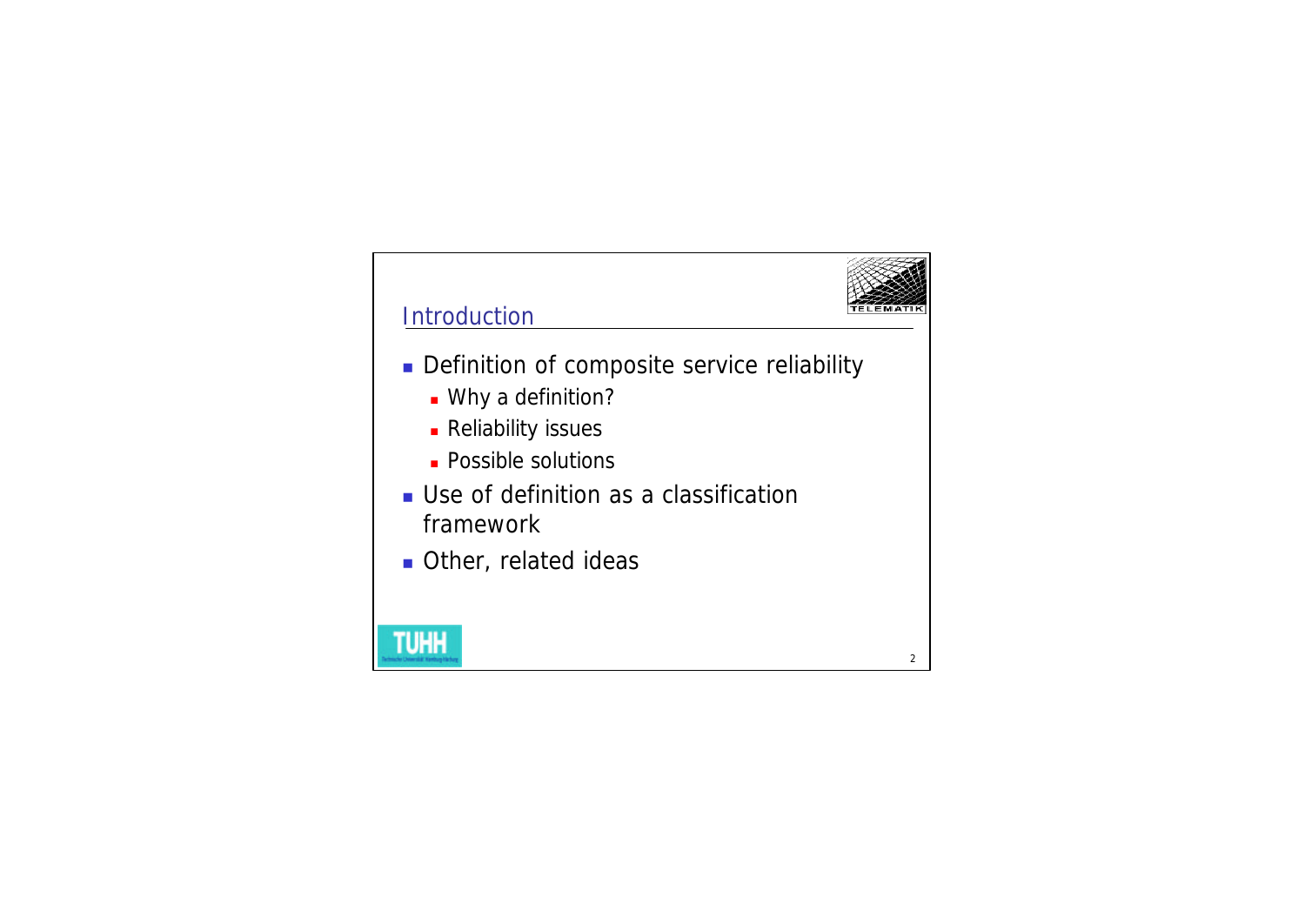## Introduction

- Definition of composite service reliability
  - Why a definition?
  - Reliability issues
  - Possible solutions
- Use of definition as a classification framework
- Other, related ideas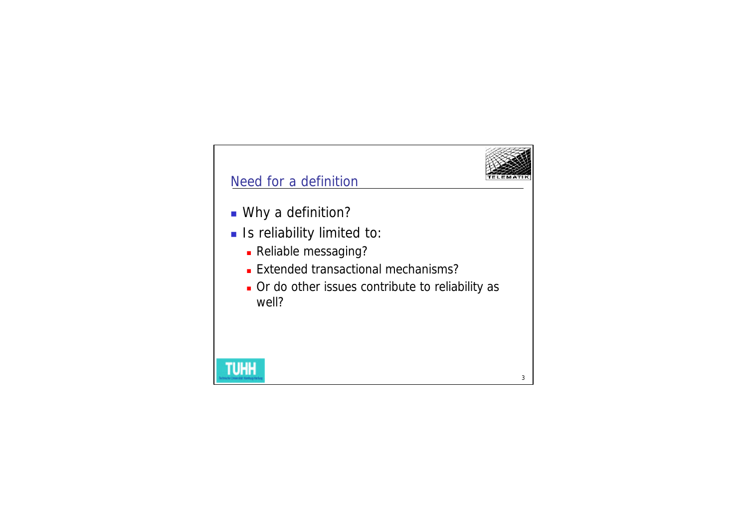## Need for a definition

- Why a definition?
- Is reliability limited to:
  - Reliable messaging?
  - Extended transactional mechanisms?
  - Or do other issues contribute to reliability as well?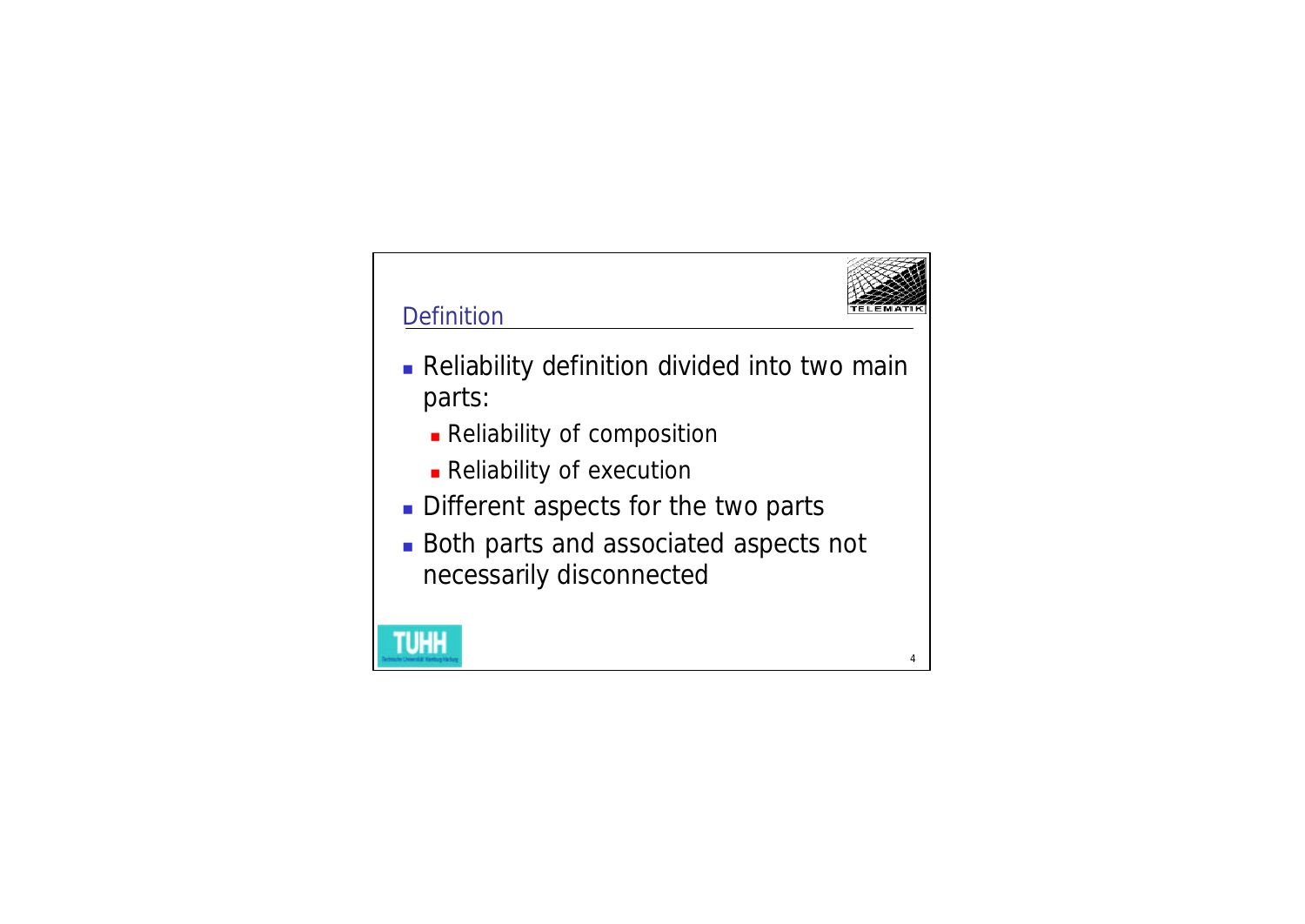## Definition

- Reliability definition divided into two main parts:
  - Reliability of composition
  - Reliability of execution
- Different aspects for the two parts
- Both parts and associated aspects not necessarily disconnected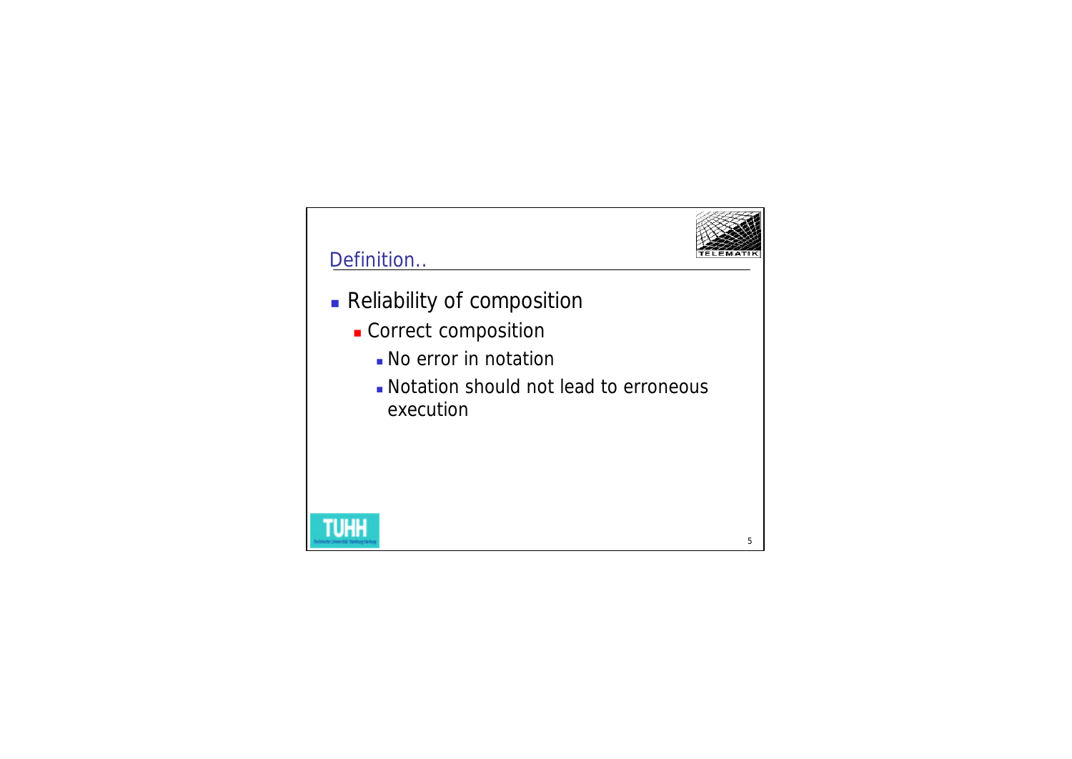## Definition..

- Reliability of composition
  - Correct composition
    - No error in notation
    - Notation should not lead to erroneous execution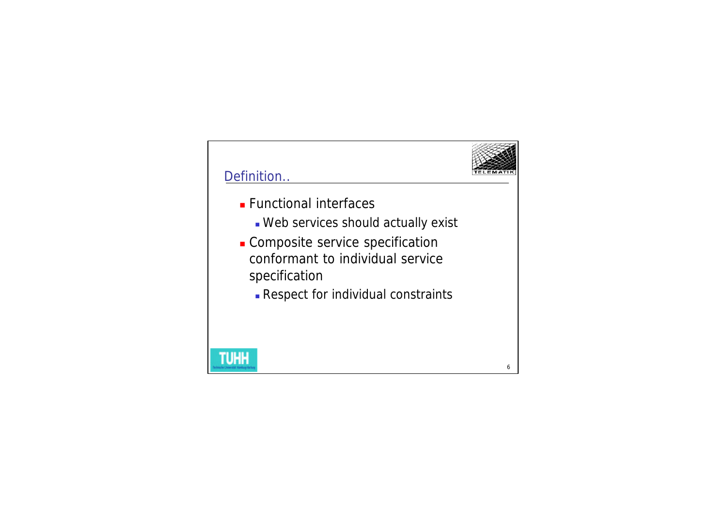## Definition..

- Functional interfaces
  - Web services should actually exist
- Composite service specification conformant to individual service specification
  - Respect for individual constraints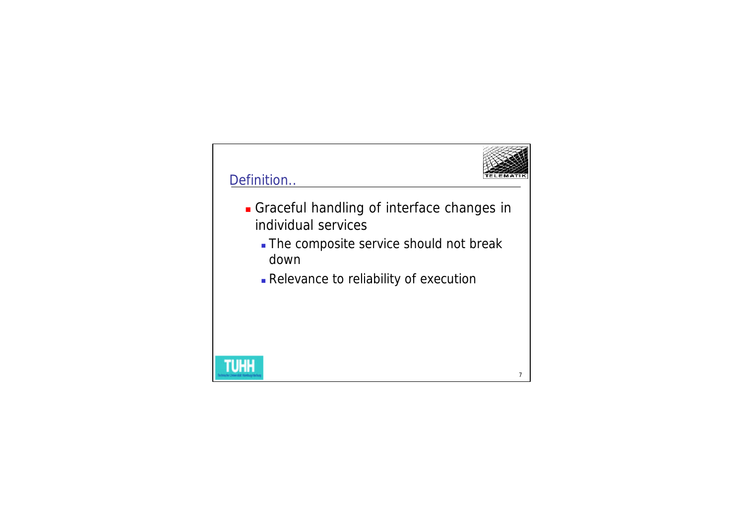## Definition..

- Graceful handling of interface changes in individual services
  - The composite service should not break down
  - Relevance to reliability of execution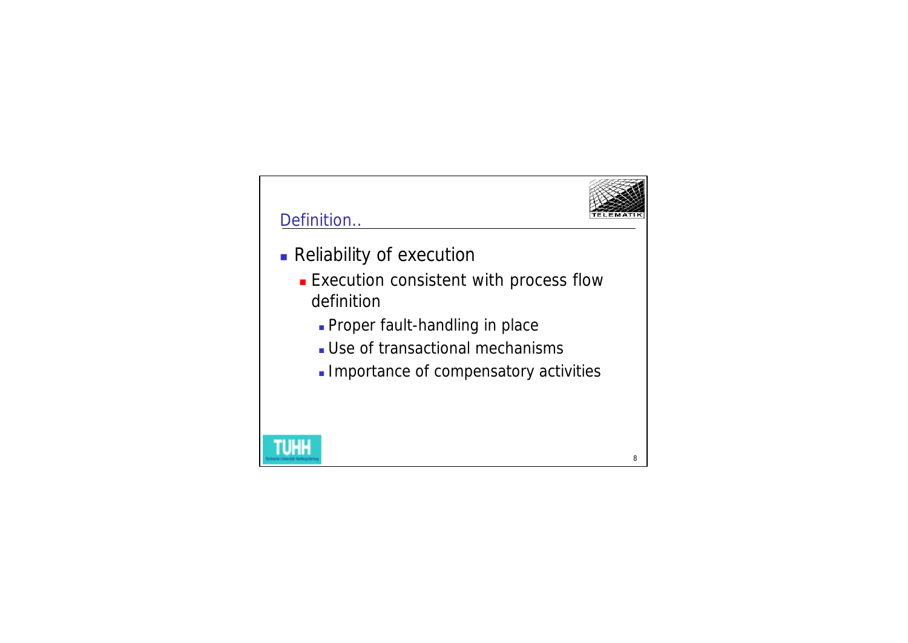## Definition..

- Reliability of execution
  - Execution consistent with process flow definition
    - Proper fault-handling in place
    - Use of transactional mechanisms
    - Importance of compensatory activities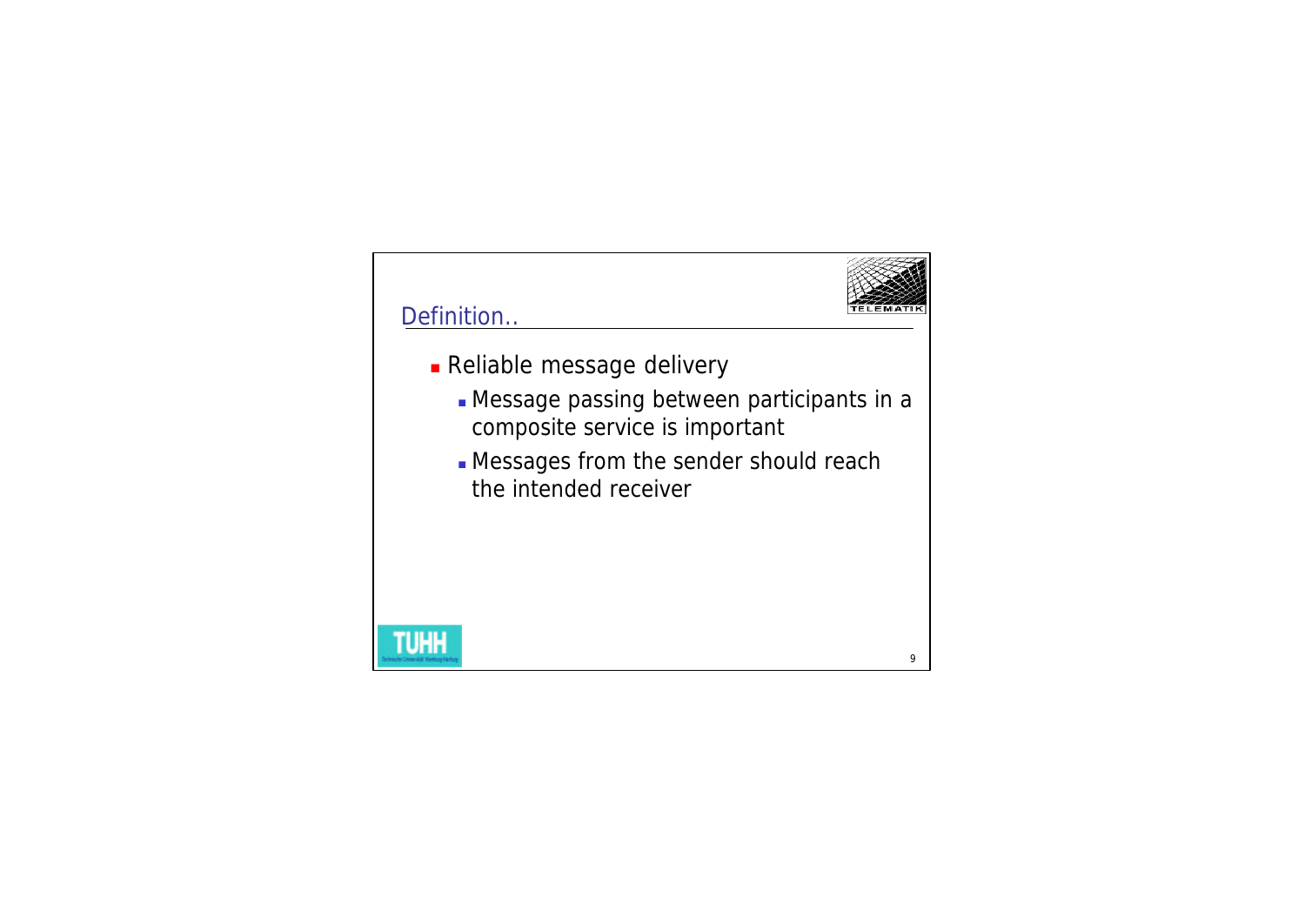## Definition..

- Reliable message delivery
  - Message passing between participants in a composite service is important
  - Messages from the sender should reach the intended receiver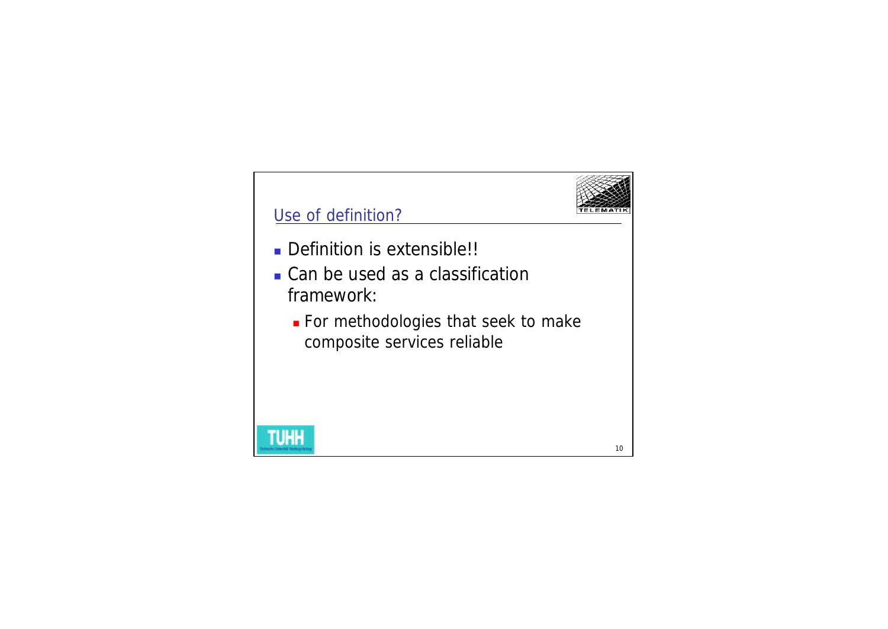## Use of definition?

- Definition is extensible!!
- Can be used as a classification framework:
  - For methodologies that seek to make composite services reliable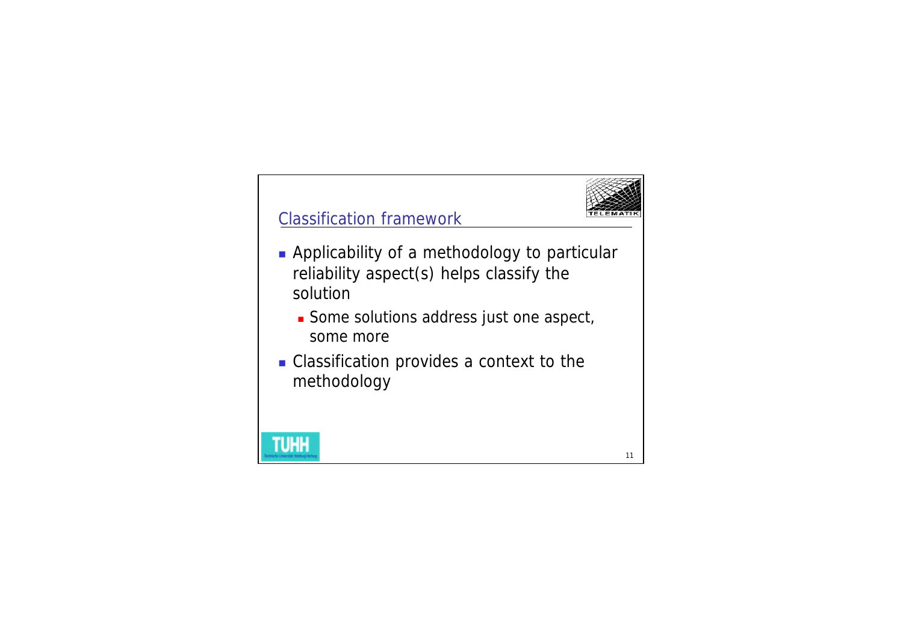## Classification framework

- Applicability of a methodology to particular reliability aspect(s) helps classify the solution
  - Some solutions address just one aspect, some more
- Classification provides a context to the methodology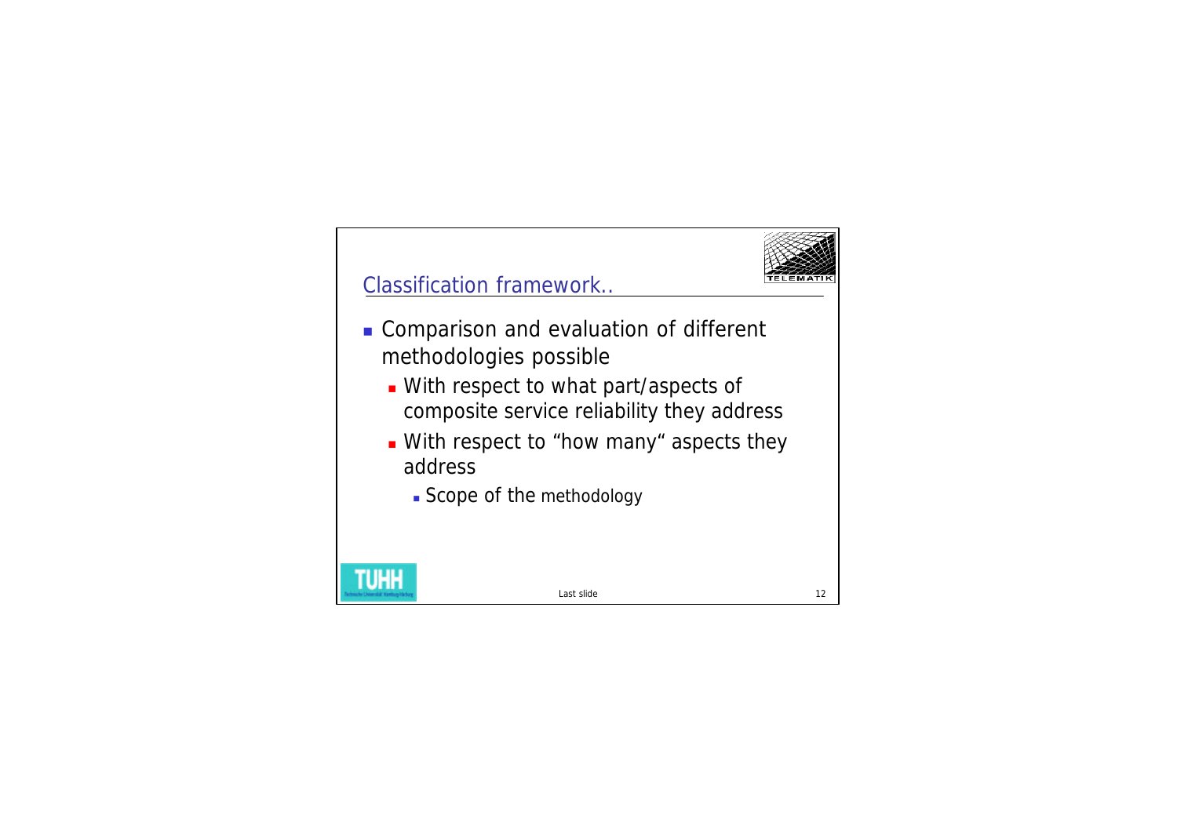## Classification framework..

- Comparison and evaluation of different methodologies possible
  - With respect to what part/aspects of composite service reliability they address
  - With respect to "how many" aspects they address
    - Scope of the methodology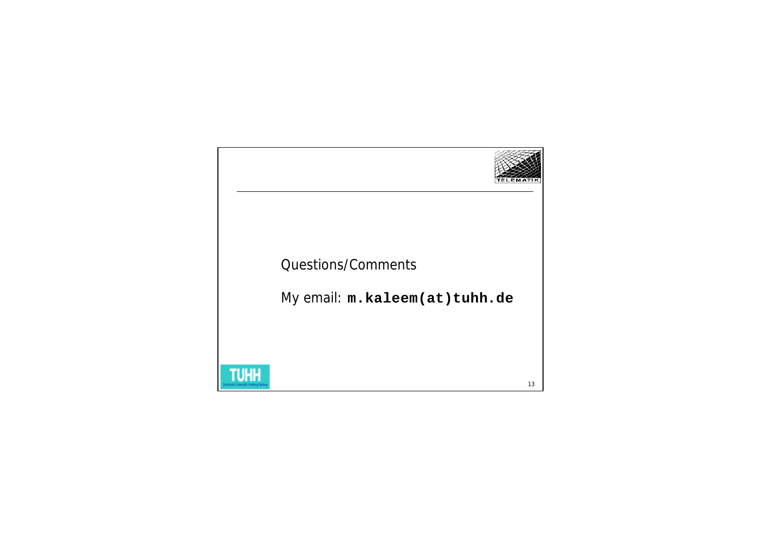Questions/Comments

My email: **`m.kaleem(at)tuhh.de`**